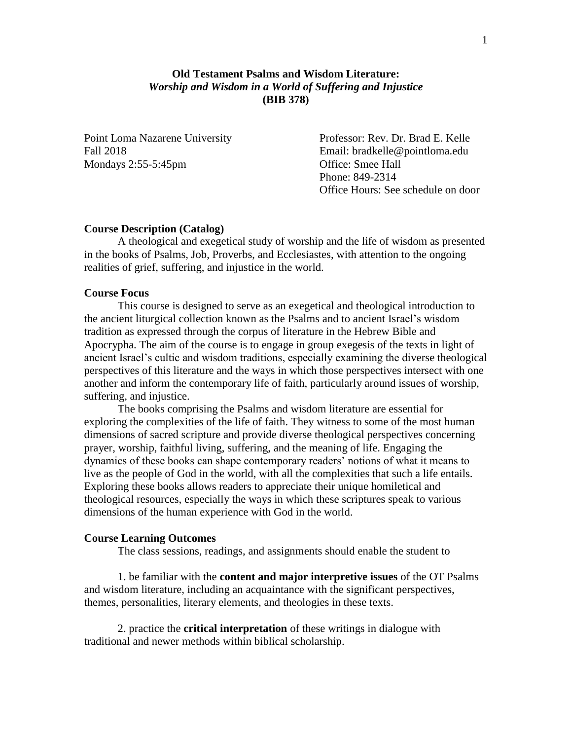# Old Testament Psalms and Wisdom Literature:
## *Worship and Wisdom in a World of Suffering and Injustice*
## (BIB 378)

Point Loma Nazarene University
Fall 2018
Mondays 2:55-5:45pm

Professor: Rev. Dr. Brad E. Kelle
Email: bradkelle@pointloma.edu
Office: Smee Hall
Phone: 849-2314
Office Hours: See schedule on door

**Course Description (Catalog)**

A theological and exegetical study of worship and the life of wisdom as presented in the books of Psalms, Job, Proverbs, and Ecclesiastes, with attention to the ongoing realities of grief, suffering, and injustice in the world.

**Course Focus**

This course is designed to serve as an exegetical and theological introduction to the ancient liturgical collection known as the Psalms and to ancient Israel's wisdom tradition as expressed through the corpus of literature in the Hebrew Bible and Apocrypha. The aim of the course is to engage in group exegesis of the texts in light of ancient Israel's cultic and wisdom traditions, especially examining the diverse theological perspectives of this literature and the ways in which those perspectives intersect with one another and inform the contemporary life of faith, particularly around issues of worship, suffering, and injustice.

The books comprising the Psalms and wisdom literature are essential for exploring the complexities of the life of faith. They witness to some of the most human dimensions of sacred scripture and provide diverse theological perspectives concerning prayer, worship, faithful living, suffering, and the meaning of life. Engaging the dynamics of these books can shape contemporary readers' notions of what it means to live as the people of God in the world, with all the complexities that such a life entails. Exploring these books allows readers to appreciate their unique homiletical and theological resources, especially the ways in which these scriptures speak to various dimensions of the human experience with God in the world.

**Course Learning Outcomes**

The class sessions, readings, and assignments should enable the student to

1. be familiar with the **content and major interpretive issues** of the OT Psalms and wisdom literature, including an acquaintance with the significant perspectives, themes, personalities, literary elements, and theologies in these texts.

2. practice the **critical interpretation** of these writings in dialogue with traditional and newer methods within biblical scholarship.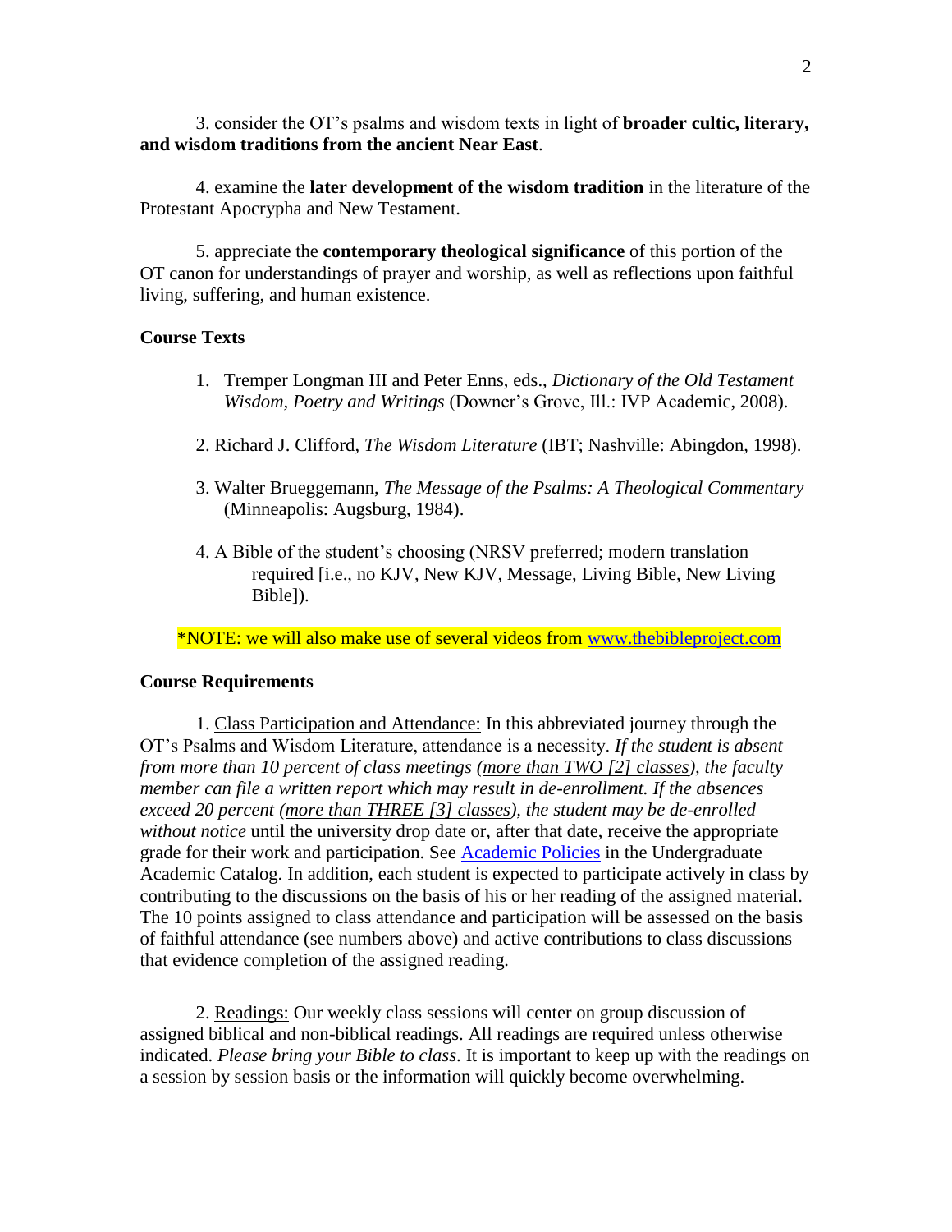3. consider the OT's psalms and wisdom texts in light of **broader cultic, literary, and wisdom traditions from the ancient Near East**.

4. examine the **later development of the wisdom tradition** in the literature of the Protestant Apocrypha and New Testament.

5. appreciate the **contemporary theological significance** of this portion of the OT canon for understandings of prayer and worship, as well as reflections upon faithful living, suffering, and human existence.

### Course Texts

1. Tremper Longman III and Peter Enns, eds., *Dictionary of the Old Testament Wisdom, Poetry and Writings* (Downer's Grove, Ill.: IVP Academic, 2008).

2. Richard J. Clifford, *The Wisdom Literature* (IBT; Nashville: Abingdon, 1998).

3. Walter Brueggemann, *The Message of the Psalms: A Theological Commentary* (Minneapolis: Augsburg, 1984).

4. A Bible of the student's choosing (NRSV preferred; modern translation required [i.e., no KJV, New KJV, Message, Living Bible, New Living Bible]).

*NOTE: we will also make use of several videos from [www.thebibleproject.com](http://www.thebibleproject.com)

### Course Requirements

1. Class Participation and Attendance: In this abbreviated journey through the OT's Psalms and Wisdom Literature, attendance is a necessity. *If the student is absent from more than 10 percent of class meetings (more than TWO [2] classes), the faculty member can file a written report which may result in de-enrollment. If the absences exceed 20 percent (more than THREE [3] classes), the student may be de-enrolled without notice* until the university drop date or, after that date, receive the appropriate grade for their work and participation. See [Academic Policies]() in the Undergraduate Academic Catalog. In addition, each student is expected to participate actively in class by contributing to the discussions on the basis of his or her reading of the assigned material. The 10 points assigned to class attendance and participation will be assessed on the basis of faithful attendance (see numbers above) and active contributions to class discussions that evidence completion of the assigned reading.

2. Readings: Our weekly class sessions will center on group discussion of assigned biblical and non-biblical readings. All readings are required unless otherwise indicated. *Please bring your Bible to class*. It is important to keep up with the readings on a session by session basis or the information will quickly become overwhelming.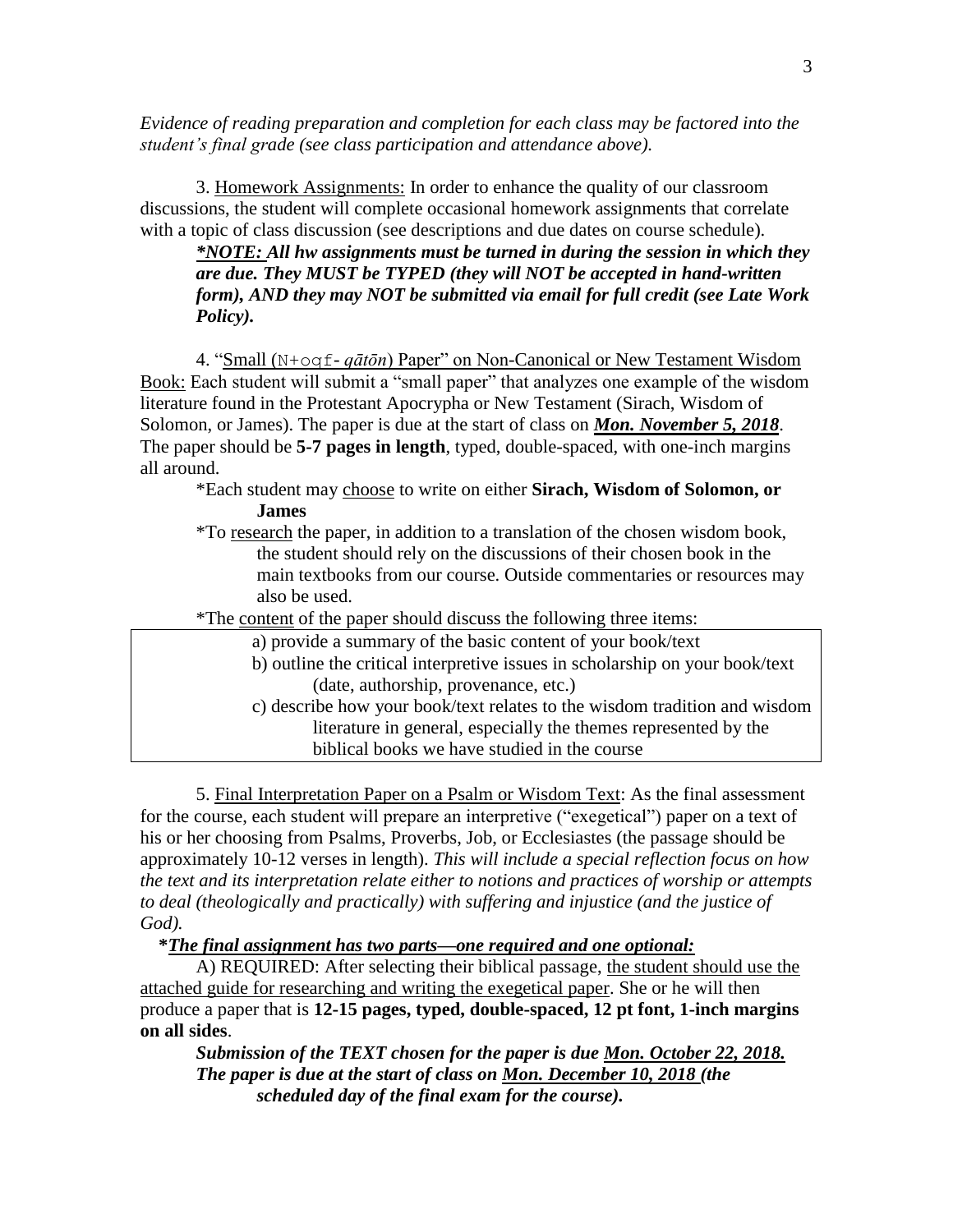*Evidence of reading preparation and completion for each class may be factored into the student's final grade (see class participation and attendance above).*

3. Homework Assignments: In order to enhance the quality of our classroom discussions, the student will complete occasional homework assignments that correlate with a topic of class discussion (see descriptions and due dates on course schedule).

***\*NOTE: All hw assignments must be turned in during the session in which they are due. They MUST be TYPED (they will NOT be accepted in hand-written form), AND they may NOT be submitted via email for full credit (see Late Work Policy).***

4. "Small (N+oqf- *qāṭōn*) Paper" on Non-Canonical or New Testament Wisdom Book: Each student will submit a "small paper" that analyzes one example of the wisdom literature found in the Protestant Apocrypha or New Testament (Sirach, Wisdom of Solomon, or James). The paper is due at the start of class on ***Mon. November 5, 2018***. The paper should be **5-7 pages in length**, typed, double-spaced, with one-inch margins all around.

*Each student may choose to write on either **Sirach, Wisdom of Solomon, or James**

*To research the paper, in addition to a translation of the chosen wisdom book, the student should rely on the discussions of their chosen book in the main textbooks from our course. Outside commentaries or resources may also be used.

*The content of the paper should discuss the following three items:

a) provide a summary of the basic content of your book/text
b) outline the critical interpretive issues in scholarship on your book/text (date, authorship, provenance, etc.)
c) describe how your book/text relates to the wisdom tradition and wisdom literature in general, especially the themes represented by the biblical books we have studied in the course

5. Final Interpretation Paper on a Psalm or Wisdom Text: As the final assessment for the course, each student will prepare an interpretive ("exegetical") paper on a text of his or her choosing from Psalms, Proverbs, Job, or Ecclesiastes (the passage should be approximately 10-12 verses in length). *This will include a special reflection focus on how the text and its interpretation relate either to notions and practices of worship or attempts to deal (theologically and practically) with suffering and injustice (and the justice of God).*

***\*The final assignment has two parts—one required and one optional:***

A) REQUIRED: After selecting their biblical passage, the student should use the attached guide for researching and writing the exegetical paper. She or he will then produce a paper that is **12-15 pages, typed, double-spaced, 12 pt font, 1-inch margins on all sides**.

***Submission of the TEXT chosen for the paper is due Mon. October 22, 2018. The paper is due at the start of class on Mon. December 10, 2018 (the scheduled day of the final exam for the course).***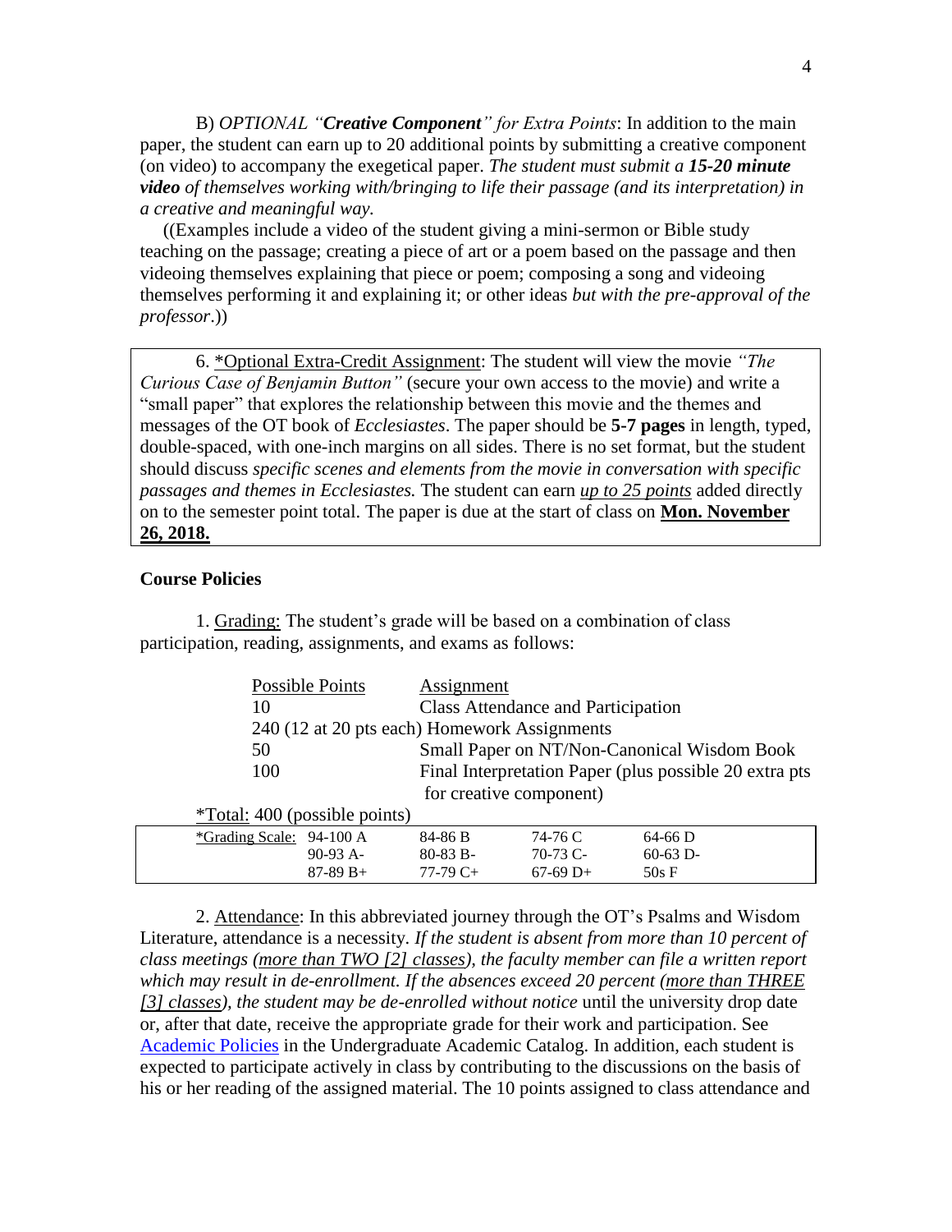B) *OPTIONAL "**Creative Component**" for Extra Points*: In addition to the main paper, the student can earn up to 20 additional points by submitting a creative component (on video) to accompany the exegetical paper. *The student must submit a **15-20 minute video** of themselves working with/bringing to life their passage (and its interpretation) in a creative and meaningful way.*

((Examples include a video of the student giving a mini-sermon or Bible study teaching on the passage; creating a piece of art or a poem based on the passage and then videoing themselves explaining that piece or poem; composing a song and videoing themselves performing it and explaining it; or other ideas *but with the pre-approval of the professor*.))

6. *Optional Extra-Credit Assignment: The student will view the movie *"The Curious Case of Benjamin Button"* (secure your own access to the movie) and write a "small paper" that explores the relationship between this movie and the themes and messages of the OT book of *Ecclesiastes*. The paper should be **5-7 pages** in length, typed, double-spaced, with one-inch margins on all sides. There is no set format, but the student should discuss *specific scenes and elements from the movie in conversation with specific passages and themes in Ecclesiastes.* The student can earn up to 25 points added directly on to the semester point total. The paper is due at the start of class on **Mon. November 26, 2018.**

**Course Policies**

1. Grading: The student's grade will be based on a combination of class participation, reading, assignments, and exams as follows:

| Possible Points | Assignment |
|---|---|
| 10 | Class Attendance and Participation |
| 240 (12 at 20 pts each) | Homework Assignments |
| 50 | Small Paper on NT/Non-Canonical Wisdom Book |
| 100 | Final Interpretation Paper (plus possible 20 extra pts for creative component) |

*Total: 400 (possible points)

| *Grading Scale: | | | | |
|---|---|---|---|---|
| | 94-100 A | 84-86 B | 74-76 C | 64-66 D |
| | 90-93 A- | 80-83 B- | 70-73 C- | 60-63 D- |
| | 87-89 B+ | 77-79 C+ | 67-69 D+ | 50s F |

2. Attendance: In this abbreviated journey through the OT's Psalms and Wisdom Literature, attendance is a necessity. *If the student is absent from more than 10 percent of class meetings (more than TWO [2] classes), the faculty member can file a written report which may result in de-enrollment. If the absences exceed 20 percent (more than THREE [3] classes), the student may be de-enrolled without notice* until the university drop date or, after that date, receive the appropriate grade for their work and participation. See Academic Policies in the Undergraduate Academic Catalog. In addition, each student is expected to participate actively in class by contributing to the discussions on the basis of his or her reading of the assigned material. The 10 points assigned to class attendance and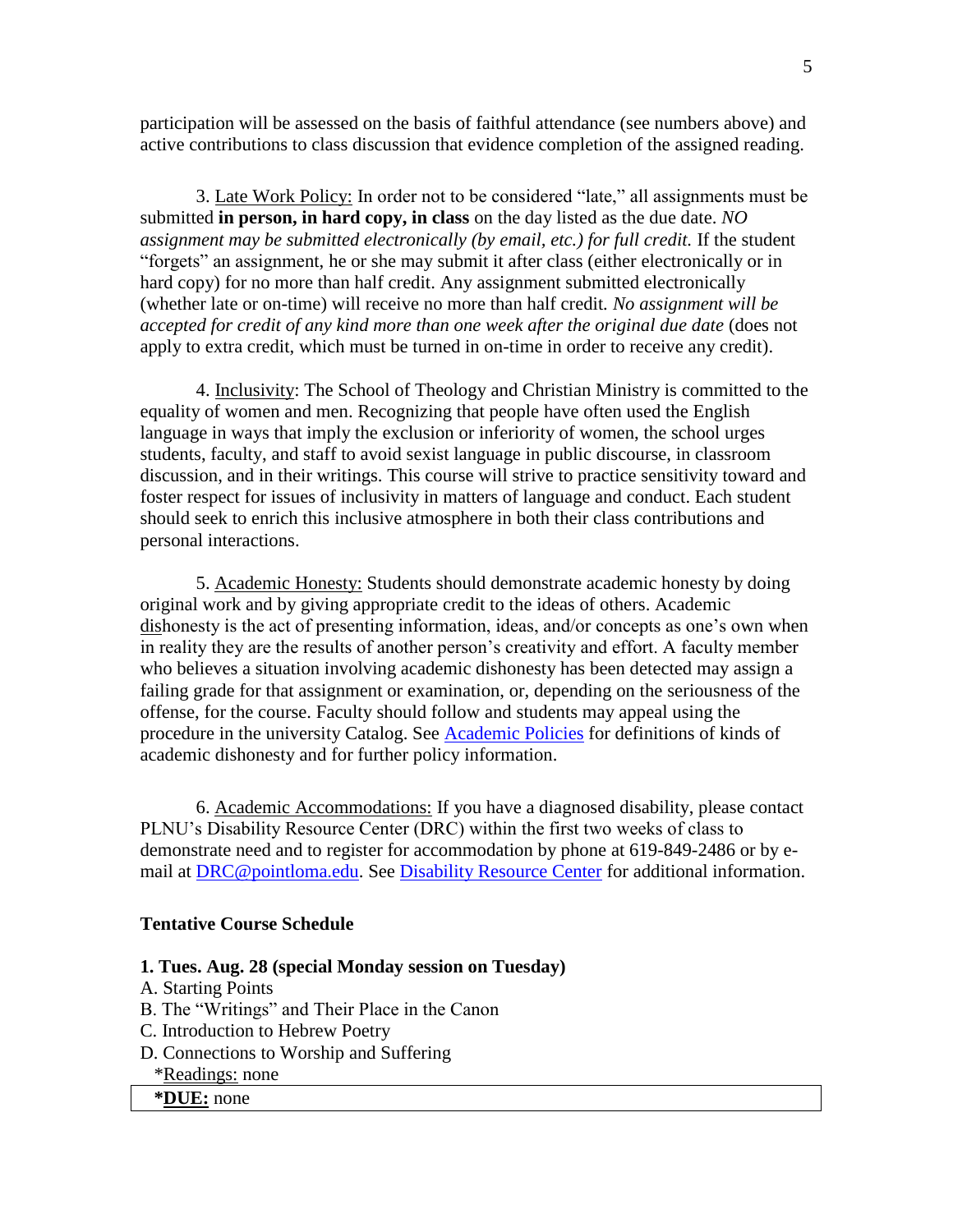participation will be assessed on the basis of faithful attendance (see numbers above) and active contributions to class discussion that evidence completion of the assigned reading.

3. Late Work Policy: In order not to be considered "late," all assignments must be submitted **in person, in hard copy, in class** on the day listed as the due date. *NO assignment may be submitted electronically (by email, etc.) for full credit.* If the student "forgets" an assignment, he or she may submit it after class (either electronically or in hard copy) for no more than half credit. Any assignment submitted electronically (whether late or on-time) will receive no more than half credit. *No assignment will be accepted for credit of any kind more than one week after the original due date* (does not apply to extra credit, which must be turned in on-time in order to receive any credit).

4. Inclusivity: The School of Theology and Christian Ministry is committed to the equality of women and men. Recognizing that people have often used the English language in ways that imply the exclusion or inferiority of women, the school urges students, faculty, and staff to avoid sexist language in public discourse, in classroom discussion, and in their writings. This course will strive to practice sensitivity toward and foster respect for issues of inclusivity in matters of language and conduct. Each student should seek to enrich this inclusive atmosphere in both their class contributions and personal interactions.

5. Academic Honesty: Students should demonstrate academic honesty by doing original work and by giving appropriate credit to the ideas of others. Academic dishonesty is the act of presenting information, ideas, and/or concepts as one's own when in reality they are the results of another person's creativity and effort. A faculty member who believes a situation involving academic dishonesty has been detected may assign a failing grade for that assignment or examination, or, depending on the seriousness of the offense, for the course. Faculty should follow and students may appeal using the procedure in the university Catalog. See Academic Policies for definitions of kinds of academic dishonesty and for further policy information.

6. Academic Accommodations: If you have a diagnosed disability, please contact PLNU's Disability Resource Center (DRC) within the first two weeks of class to demonstrate need and to register for accommodation by phone at 619-849-2486 or by e-mail at DRC@pointloma.edu. See Disability Resource Center for additional information.

## Tentative Course Schedule

**1. Tues. Aug. 28 (special Monday session on Tuesday)**

A. Starting Points
B. The "Writings" and Their Place in the Canon
C. Introduction to Hebrew Poetry
D. Connections to Worship and Suffering

*Readings: none

***DUE:** none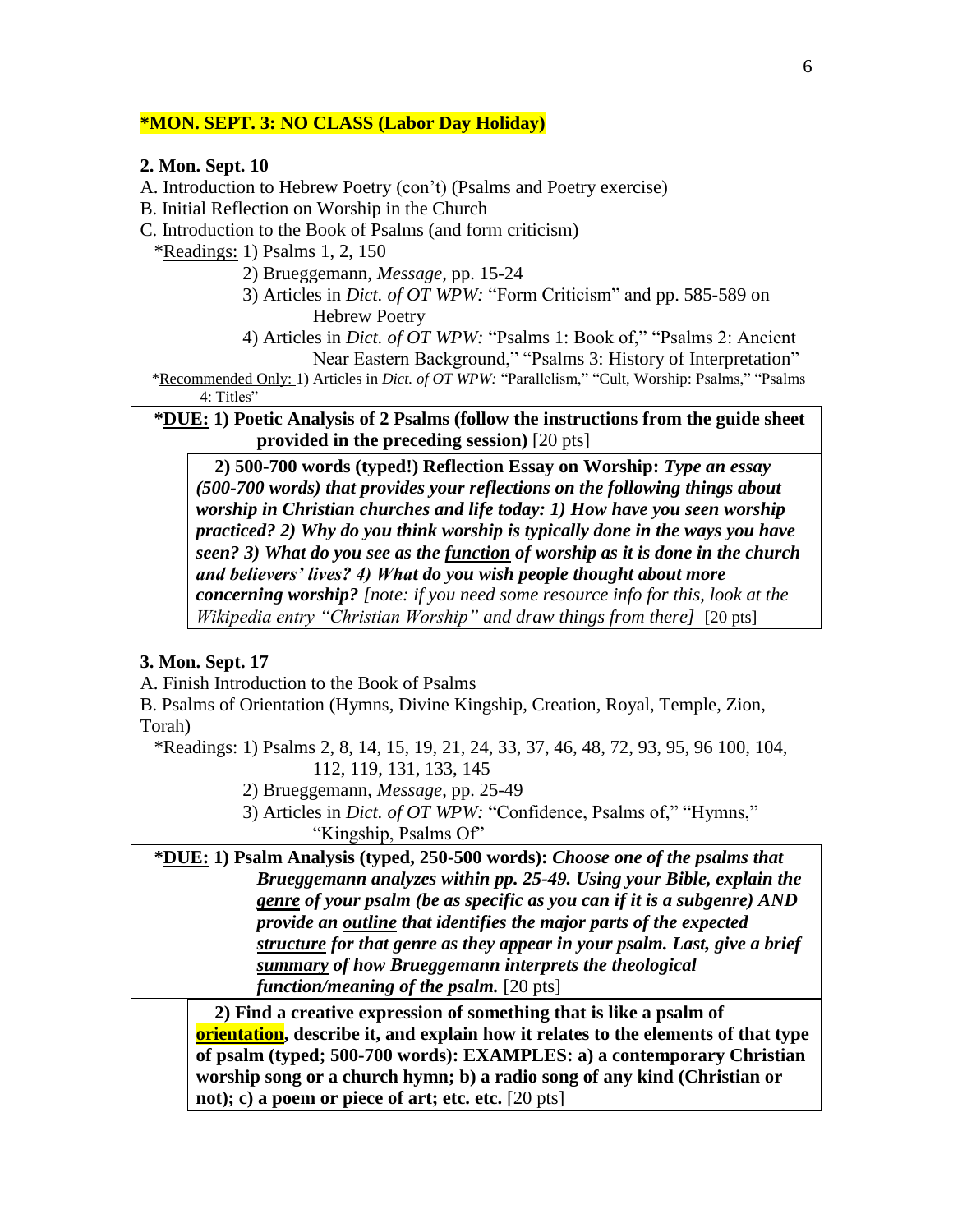**\*MON. SEPT. 3: NO CLASS (Labor Day Holiday)**

**2. Mon. Sept. 10**

A. Introduction to Hebrew Poetry (con't) (Psalms and Poetry exercise)
B. Initial Reflection on Worship in the Church
C. Introduction to the Book of Psalms (and form criticism)

\*<u>Readings:</u> 1) Psalms 1, 2, 150
2) Brueggemann, *Message*, pp. 15-24
3) Articles in *Dict. of OT WPW:* "Form Criticism" and pp. 585-589 on Hebrew Poetry
4) Articles in *Dict. of OT WPW:* "Psalms 1: Book of," "Psalms 2: Ancient Near Eastern Background," "Psalms 3: History of Interpretation"

\*<u>Recommended Only:</u> 1) Articles in *Dict. of OT WPW:* "Parallelism," "Cult, Worship: Psalms," "Psalms 4: Titles"

**\*<u>DUE:</u> 1) Poetic Analysis of 2 Psalms (follow the instructions from the guide sheet provided in the preceding session)** [20 pts]

**2) 500-700 words (typed!) Reflection Essay on Worship:** ***Type an essay (500-700 words) that provides your reflections on the following things about worship in Christian churches and life today: 1) How have you seen worship practiced? 2) Why do you think worship is typically done in the ways you have seen? 3) What do you see as the <u>function</u> of worship as it is done in the church and believers' lives? 4) What do you wish people thought about more concerning worship?*** *[note: if you need some resource info for this, look at the Wikipedia entry "Christian Worship" and draw things from there]* [20 pts]

**3. Mon. Sept. 17**

A. Finish Introduction to the Book of Psalms
B. Psalms of Orientation (Hymns, Divine Kingship, Creation, Royal, Temple, Zion, Torah)

\*<u>Readings:</u> 1) Psalms 2, 8, 14, 15, 19, 21, 24, 33, 37, 46, 48, 72, 93, 95, 96 100, 104, 112, 119, 131, 133, 145
2) Brueggemann, *Message*, pp. 25-49
3) Articles in *Dict. of OT WPW:* "Confidence, Psalms of," "Hymns," "Kingship, Psalms Of"

**\*<u>DUE:</u> 1) Psalm Analysis (typed, 250-500 words):** ***Choose one of the psalms that Brueggemann analyzes within pp. 25-49. Using your Bible, explain the <u>genre</u> of your psalm (be as specific as you can if it is a subgenre) AND provide an <u>outline</u> that identifies the major parts of the expected <u>structure</u> for that genre as they appear in your psalm. Last, give a brief <u>summary</u> of how Brueggemann interprets the theological function/meaning of the psalm.*** [20 pts]

**2) Find a creative expression of something that is like a psalm of <u>orientation</u>, describe it, and explain how it relates to the elements of that type of psalm (typed; 500-700 words): EXAMPLES: a) a contemporary Christian worship song or a church hymn; b) a radio song of any kind (Christian or not); c) a poem or piece of art; etc. etc.** [20 pts]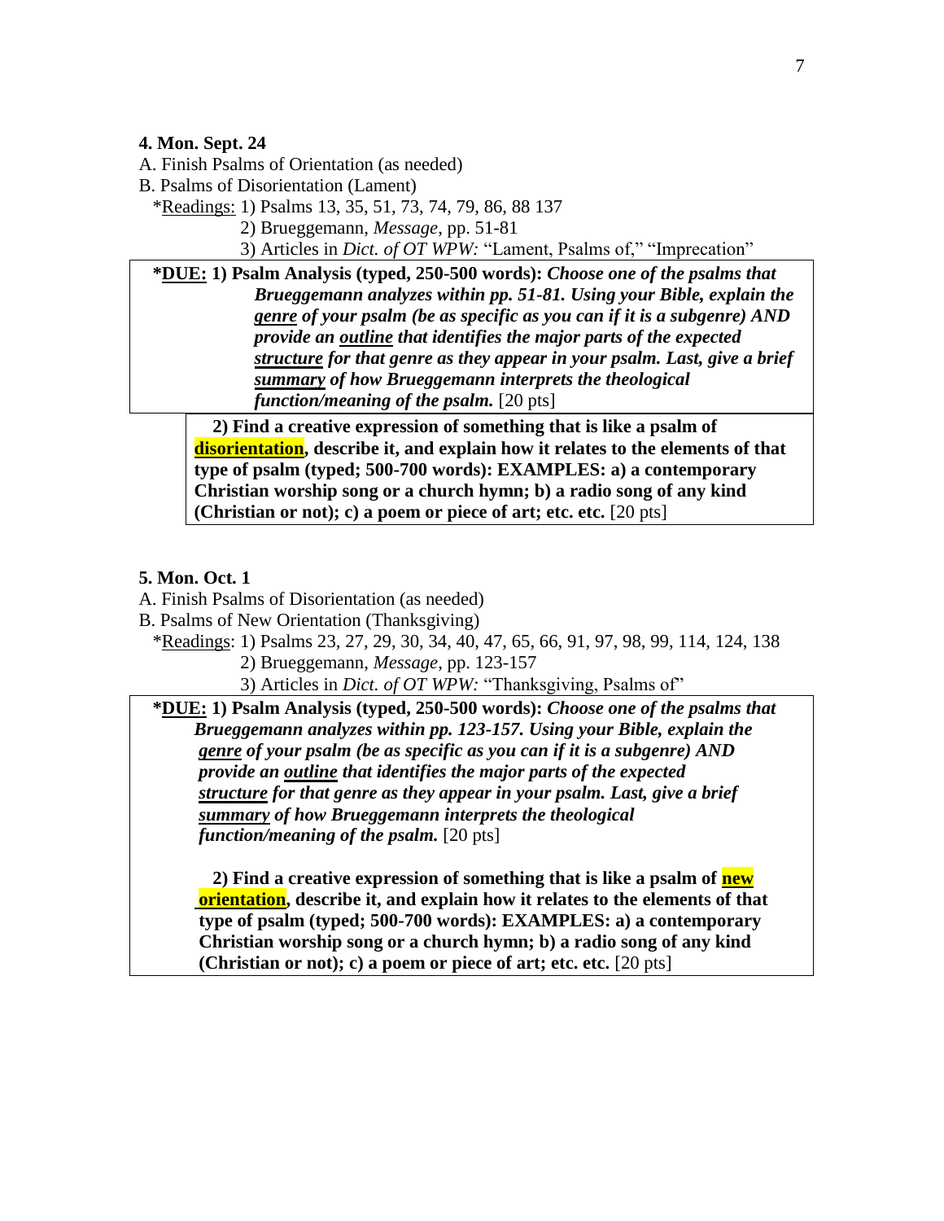**4. Mon. Sept. 24**

A. Finish Psalms of Orientation (as needed)

B. Psalms of Disorientation (Lament)

*Readings: 1) Psalms 13, 35, 51, 73, 74, 79, 86, 88 137

2) Brueggemann, *Message*, pp. 51-81

3) Articles in *Dict. of OT WPW:* "Lament, Psalms of," "Imprecation"

**\*DUE: 1) Psalm Analysis (typed, 250-500 words):** ***Choose one of the psalms that Brueggemann analyzes within pp. 51-81. Using your Bible, explain the genre of your psalm (be as specific as you can if it is a subgenre) AND provide an outline that identifies the major parts of the expected structure for that genre as they appear in your psalm. Last, give a brief summary of how Brueggemann interprets the theological function/meaning of the psalm.*** [20 pts]

**2) Find a creative expression of something that is like a psalm of disorientation, describe it, and explain how it relates to the elements of that type of psalm (typed; 500-700 words): EXAMPLES: a) a contemporary Christian worship song or a church hymn; b) a radio song of any kind (Christian or not); c) a poem or piece of art; etc. etc.** [20 pts]

**5. Mon. Oct. 1**

A. Finish Psalms of Disorientation (as needed)

B. Psalms of New Orientation (Thanksgiving)

*Readings: 1) Psalms 23, 27, 29, 30, 34, 40, 47, 65, 66, 91, 97, 98, 99, 114, 124, 138

2) Brueggemann, *Message*, pp. 123-157

3) Articles in *Dict. of OT WPW:* "Thanksgiving, Psalms of"

**\*DUE: 1) Psalm Analysis (typed, 250-500 words):** ***Choose one of the psalms that Brueggemann analyzes within pp. 123-157. Using your Bible, explain the genre of your psalm (be as specific as you can if it is a subgenre) AND provide an outline that identifies the major parts of the expected structure for that genre as they appear in your psalm. Last, give a brief summary of how Brueggemann interprets the theological function/meaning of the psalm.*** [20 pts]

**2) Find a creative expression of something that is like a psalm of new orientation, describe it, and explain how it relates to the elements of that type of psalm (typed; 500-700 words): EXAMPLES: a) a contemporary Christian worship song or a church hymn; b) a radio song of any kind (Christian or not); c) a poem or piece of art; etc. etc.** [20 pts]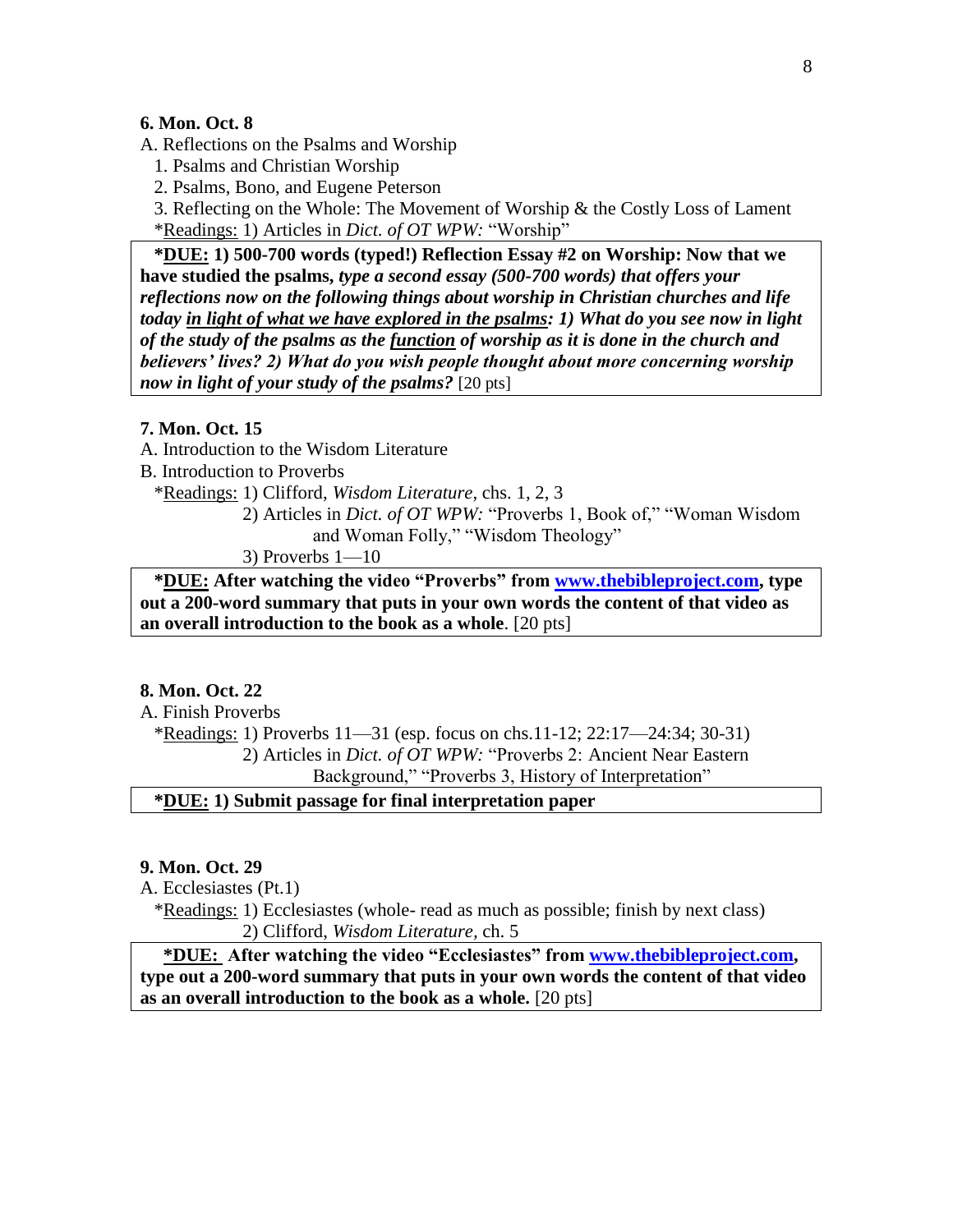**6. Mon. Oct. 8**

A. Reflections on the Psalms and Worship

1. Psalms and Christian Worship
2. Psalms, Bono, and Eugene Peterson
3. Reflecting on the Whole: The Movement of Worship & the Costly Loss of Lament

*Readings: 1) Articles in *Dict. of OT WPW:* "Worship"

> ***DUE:** **1) 500-700 words (typed!) Reflection Essay #2 on Worship: Now that we have studied the psalms,** ***type a second essay (500-700 words) that offers your reflections now on the following things about worship in Christian churches and life today in light of what we have explored in the psalms: 1) What do you see now in light of the study of the psalms as the function of worship as it is done in the church and believers' lives? 2) What do you wish people thought about more concerning worship now in light of your study of the psalms?*** [20 pts]

**7. Mon. Oct. 15**

A. Introduction to the Wisdom Literature

B. Introduction to Proverbs

*Readings: 1) Clifford, *Wisdom Literature*, chs. 1, 2, 3
2) Articles in *Dict. of OT WPW:* "Proverbs 1, Book of," "Woman Wisdom and Woman Folly," "Wisdom Theology"
3) Proverbs 1—10

> ***DUE:** After watching the video "Proverbs" from www.thebibleproject.com, type out a 200-word summary that puts in your own words the content of that video as an overall introduction to the book as a whole**. [20 pts]

**8. Mon. Oct. 22**

A. Finish Proverbs

*Readings: 1) Proverbs 11—31 (esp. focus on chs.11-12; 22:17—24:34; 30-31)
2) Articles in *Dict. of OT WPW:* "Proverbs 2: Ancient Near Eastern Background," "Proverbs 3, History of Interpretation"

> ***DUE:** 1) Submit passage for final interpretation paper**

**9. Mon. Oct. 29**

A. Ecclesiastes (Pt.1)

*Readings: 1) Ecclesiastes (whole- read as much as possible; finish by next class)
2) Clifford, *Wisdom Literature,* ch. 5

> ***DUE:** After watching the video "Ecclesiastes" from www.thebibleproject.com, type out a 200-word summary that puts in your own words the content of that video as an overall introduction to the book as a whole.** [20 pts]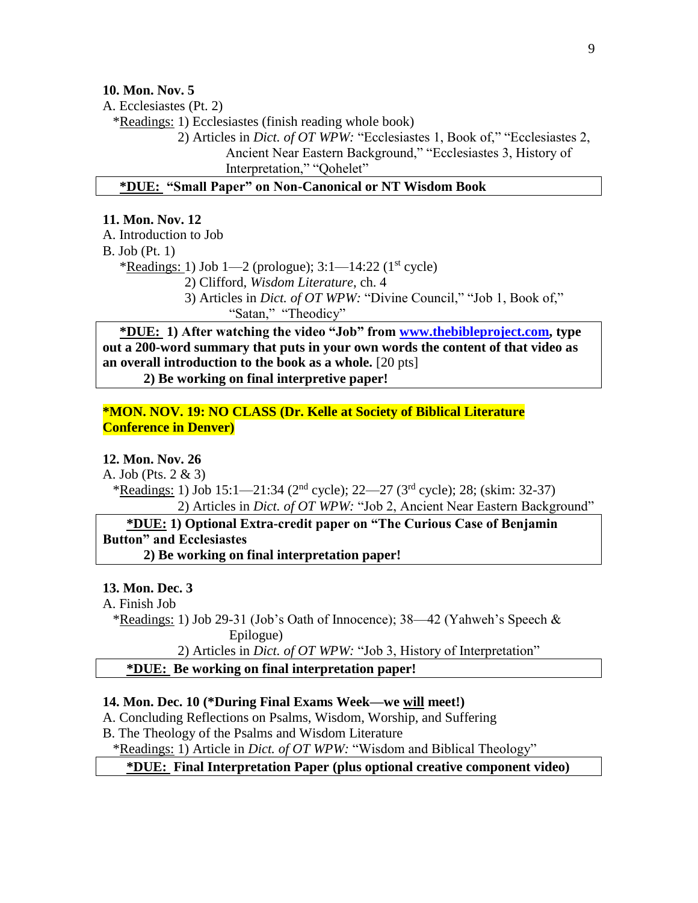**10. Mon. Nov. 5**

A. Ecclesiastes (Pt. 2)

*Readings: 1) Ecclesiastes (finish reading whole book)

2) Articles in *Dict. of OT WPW:* "Ecclesiastes 1, Book of," "Ecclesiastes 2, Ancient Near Eastern Background," "Ecclesiastes 3, History of Interpretation," "Qohelet"

**\*DUE: "Small Paper" on Non-Canonical or NT Wisdom Book**

**11. Mon. Nov. 12**

A. Introduction to Job

B. Job (Pt. 1)

*Readings: 1) Job 1—2 (prologue); 3:1—14:22 (1st cycle)

2) Clifford, *Wisdom Literature*, ch. 4

3) Articles in *Dict. of OT WPW:* "Divine Council," "Job 1, Book of," "Satan," "Theodicy"

**\*DUE: 1) After watching the video "Job" from www.thebibleproject.com, type out a 200-word summary that puts in your own words the content of that video as an overall introduction to the book as a whole.** [20 pts]

**2) Be working on final interpretive paper!**

**\*MON. NOV. 19: NO CLASS (Dr. Kelle at Society of Biblical Literature Conference in Denver)**

**12. Mon. Nov. 26**

A. Job (Pts. 2 & 3)

*Readings: 1) Job 15:1—21:34 (2nd cycle); 22—27 (3rd cycle); 28; (skim: 32-37)

2) Articles in *Dict. of OT WPW:* "Job 2, Ancient Near Eastern Background"

**\*DUE: 1) Optional Extra-credit paper on "The Curious Case of Benjamin Button" and Ecclesiastes**

**2) Be working on final interpretation paper!**

**13. Mon. Dec. 3**

A. Finish Job

*Readings: 1) Job 29-31 (Job's Oath of Innocence); 38—42 (Yahweh's Speech & Epilogue)

2) Articles in *Dict. of OT WPW:* "Job 3, History of Interpretation"

**\*DUE: Be working on final interpretation paper!**

**14. Mon. Dec. 10 (\*During Final Exams Week—we will meet!)**

A. Concluding Reflections on Psalms, Wisdom, Worship, and Suffering

B. The Theology of the Psalms and Wisdom Literature

*Readings: 1) Article in *Dict. of OT WPW:* "Wisdom and Biblical Theology"

**\*DUE: Final Interpretation Paper (plus optional creative component video)**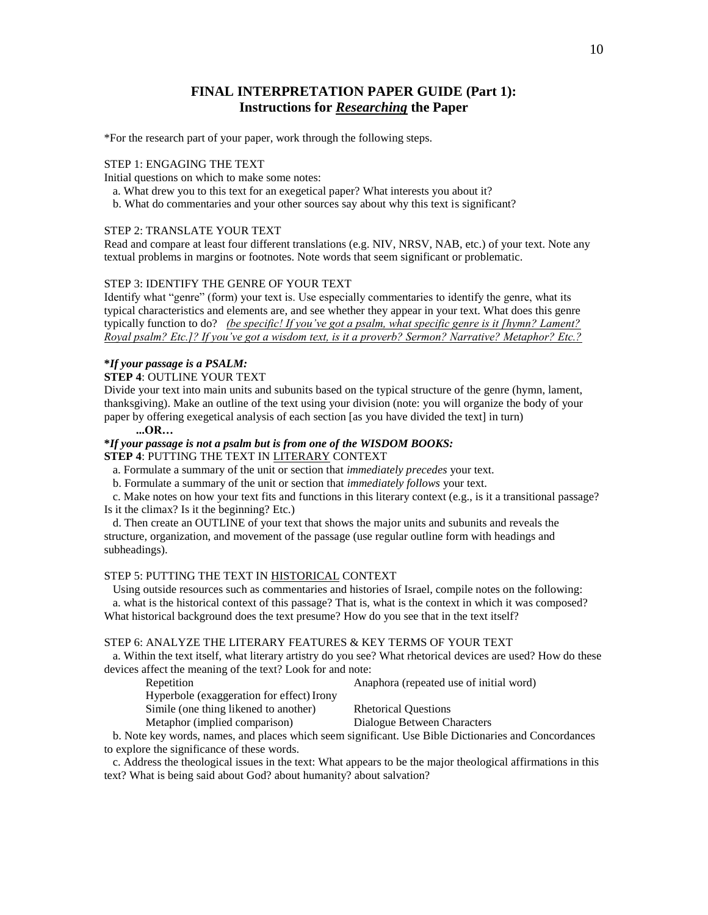## FINAL INTERPRETATION PAPER GUIDE (Part 1): Instructions for ***Researching*** the Paper

*For the research part of your paper, work through the following steps.

STEP 1: ENGAGING THE TEXT

Initial questions on which to make some notes:

a. What drew you to this text for an exegetical paper? What interests you about it?

b. What do commentaries and your other sources say about why this text is significant?

STEP 2: TRANSLATE YOUR TEXT

Read and compare at least four different translations (e.g. NIV, NRSV, NAB, etc.) of your text. Note any textual problems in margins or footnotes. Note words that seem significant or problematic.

STEP 3: IDENTIFY THE GENRE OF YOUR TEXT

Identify what "genre" (form) your text is. Use especially commentaries to identify the genre, what its typical characteristics and elements are, and see whether they appear in your text. What does this genre typically function to do? <u>*(be specific! If you've got a psalm, what specific genre is it [hymn? Lament? Royal psalm? Etc.]? If you've got a wisdom text, is it a proverb? Sermon? Narrative? Metaphor? Etc.?*</u>

***If your passage is a PSALM:***

**STEP 4**: OUTLINE YOUR TEXT

Divide your text into main units and subunits based on the typical structure of the genre (hymn, lament, thanksgiving). Make an outline of the text using your division (note: you will organize the body of your paper by offering exegetical analysis of each section [as you have divided the text] in turn)

**...OR…**

***If your passage is not a psalm but is from one of the WISDOM BOOKS:***

**STEP 4**: PUTTING THE TEXT IN <u>LITERARY</u> CONTEXT

a. Formulate a summary of the unit or section that *immediately precedes* your text.

b. Formulate a summary of the unit or section that *immediately follows* your text.

c. Make notes on how your text fits and functions in this literary context (e.g., is it a transitional passage? Is it the climax? Is it the beginning? Etc.)

d. Then create an OUTLINE of your text that shows the major units and subunits and reveals the structure, organization, and movement of the passage (use regular outline form with headings and subheadings).

STEP 5: PUTTING THE TEXT IN <u>HISTORICAL</u> CONTEXT

Using outside resources such as commentaries and histories of Israel, compile notes on the following:

a. what is the historical context of this passage? That is, what is the context in which it was composed? What historical background does the text presume? How do you see that in the text itself?

STEP 6: ANALYZE THE LITERARY FEATURES & KEY TERMS OF YOUR TEXT

a. Within the text itself, what literary artistry do you see? What rhetorical devices are used? How do these devices affect the meaning of the text? Look for and note:

- Repetition
- Anaphora (repeated use of initial word)
- Hyperbole (exaggeration for effect)
- Irony
- Simile (one thing likened to another)
- Rhetorical Questions
- Metaphor (implied comparison)
- Dialogue Between Characters

b. Note key words, names, and places which seem significant. Use Bible Dictionaries and Concordances to explore the significance of these words.

c. Address the theological issues in the text: What appears to be the major theological affirmations in this text? What is being said about God? about humanity? about salvation?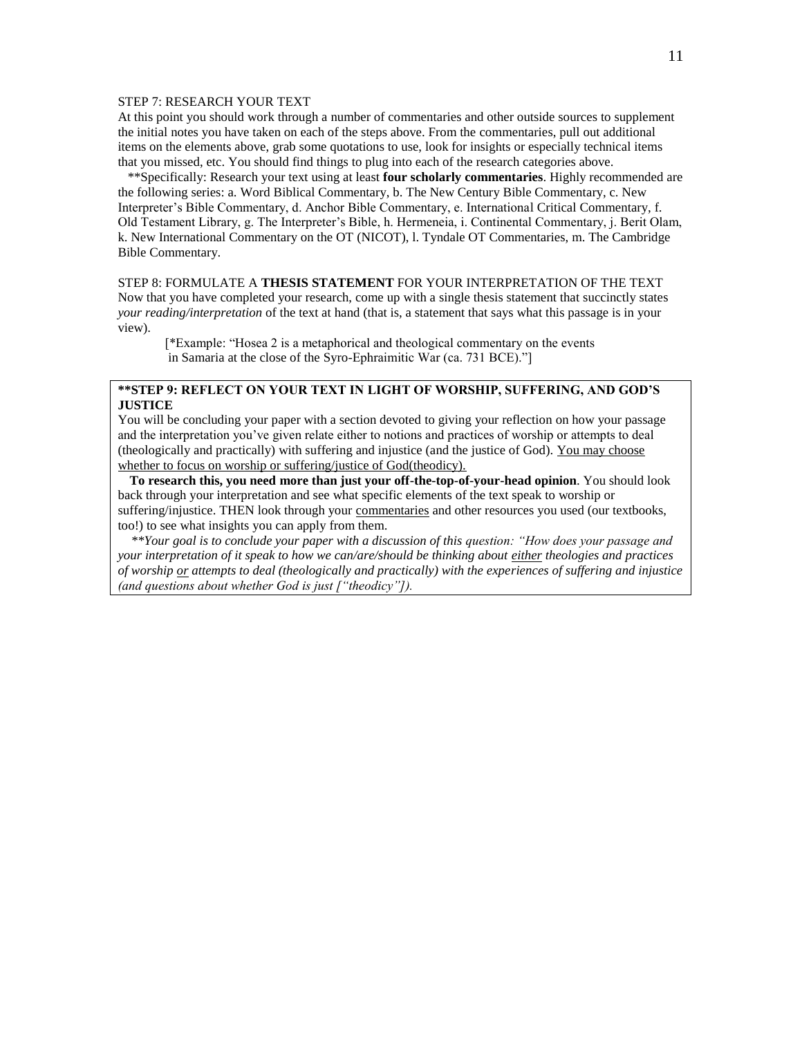STEP 7: RESEARCH YOUR TEXT

At this point you should work through a number of commentaries and other outside sources to supplement the initial notes you have taken on each of the steps above. From the commentaries, pull out additional items on the elements above, grab some quotations to use, look for insights or especially technical items that you missed, etc. You should find things to plug into each of the research categories above.

**Specifically: Research your text using at least **four scholarly commentaries**. Highly recommended are the following series: a. Word Biblical Commentary, b. The New Century Bible Commentary, c. New Interpreter's Bible Commentary, d. Anchor Bible Commentary, e. International Critical Commentary, f. Old Testament Library, g. The Interpreter's Bible, h. Hermeneia, i. Continental Commentary, j. Berit Olam, k. New International Commentary on the OT (NICOT), l. Tyndale OT Commentaries, m. The Cambridge Bible Commentary.

STEP 8: FORMULATE A **THESIS STATEMENT** FOR YOUR INTERPRETATION OF THE TEXT

Now that you have completed your research, come up with a single thesis statement that succinctly states *your reading/interpretation* of the text at hand (that is, a statement that says what this passage is in your view).

> [*Example: "Hosea 2 is a metaphorical and theological commentary on the events in Samaria at the close of the Syro-Ephraimitic War (ca. 731 BCE)."]

**\*\*STEP 9: REFLECT ON YOUR TEXT IN LIGHT OF WORSHIP, SUFFERING, AND GOD'S JUSTICE**

You will be concluding your paper with a section devoted to giving your reflection on how your passage and the interpretation you've given relate either to notions and practices of worship or attempts to deal (theologically and practically) with suffering and injustice (and the justice of God). <u>You may choose whether to focus on worship or suffering/justice of God(theodicy).</u>

**To research this, you need more than just your off-the-top-of-your-head opinion**. You should look back through your interpretation and see what specific elements of the text speak to worship or suffering/injustice. THEN look through your <u>commentaries</u> and other resources you used (our textbooks, too!) to see what insights you can apply from them.

*\*\*Your goal is to conclude your paper with a discussion of this question: "How does your passage and your interpretation of it speak to how we can/are/should be thinking about <u>either</u> theologies and practices of worship <u>or</u> attempts to deal (theologically and practically) with the experiences of suffering and injustice (and questions about whether God is just ["theodicy"]).*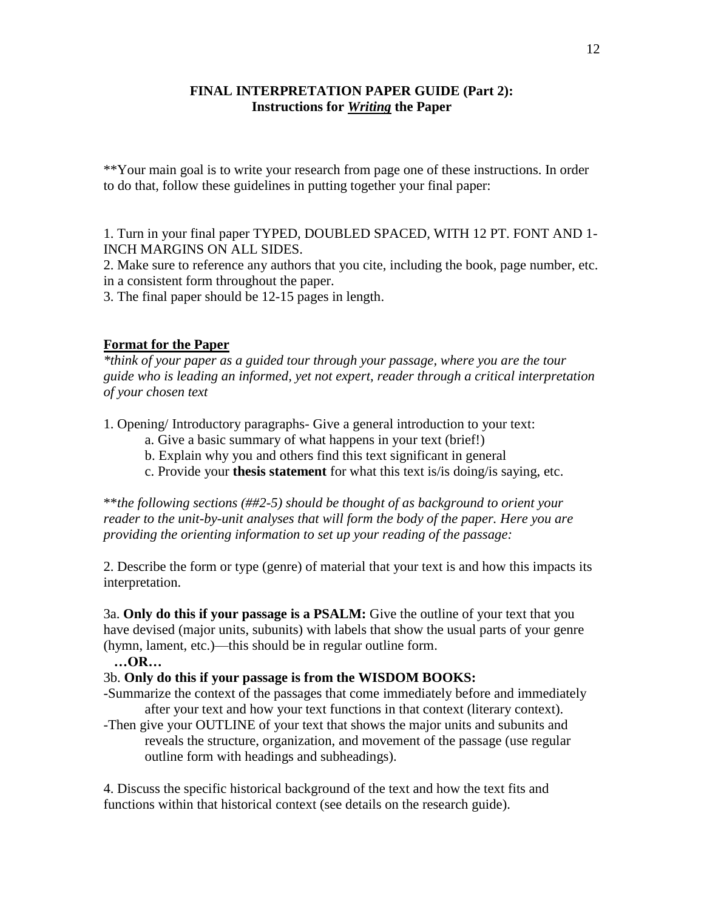**FINAL INTERPRETATION PAPER GUIDE (Part 2):**
**Instructions for *Writing* the Paper**

**Your main goal is to write your research from page one of these instructions. In order to do that, follow these guidelines in putting together your final paper:

1. Turn in your final paper TYPED, DOUBLED SPACED, WITH 12 PT. FONT AND 1-INCH MARGINS ON ALL SIDES.
2. Make sure to reference any authors that you cite, including the book, page number, etc. in a consistent form throughout the paper.
3. The final paper should be 12-15 pages in length.

## Format for the Paper

**think of your paper as a guided tour through your passage, where you are the tour guide who is leading an informed, yet not expert, reader through a critical interpretation of your chosen text*

1. Opening/ Introductory paragraphs- Give a general introduction to your text:
   a. Give a basic summary of what happens in your text (brief!)
   b. Explain why you and others find this text significant in general
   c. Provide your **thesis statement** for what this text is/is doing/is saying, etc.

**the following sections (##2-5) should be thought of as background to orient your reader to the unit-by-unit analyses that will form the body of the paper. Here you are providing the orienting information to set up your reading of the passage:*

2. Describe the form or type (genre) of material that your text is and how this impacts its interpretation.

3a. **Only do this if your passage is a PSALM:** Give the outline of your text that you have devised (major units, subunits) with labels that show the usual parts of your genre (hymn, lament, etc.)—this should be in regular outline form.

**…OR…**

3b. **Only do this if your passage is from the WISDOM BOOKS:**
-Summarize the context of the passages that come immediately before and immediately after your text and how your text functions in that context (literary context).
-Then give your OUTLINE of your text that shows the major units and subunits and reveals the structure, organization, and movement of the passage (use regular outline form with headings and subheadings).

4. Discuss the specific historical background of the text and how the text fits and functions within that historical context (see details on the research guide).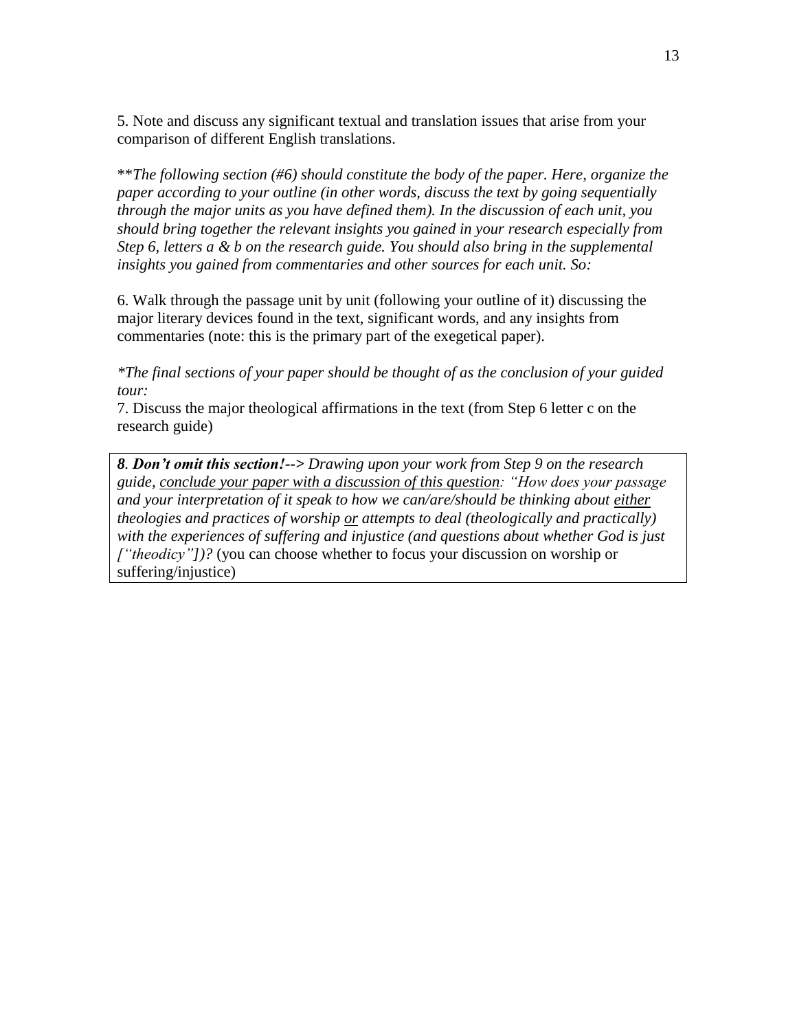5. Note and discuss any significant textual and translation issues that arise from your comparison of different English translations.

\*\**The following section (#6) should constitute the body of the paper. Here, organize the paper according to your outline (in other words, discuss the text by going sequentially through the major units as you have defined them). In the discussion of each unit, you should bring together the relevant insights you gained in your research especially from Step 6, letters a & b on the research guide. You should also bring in the supplemental insights you gained from commentaries and other sources for each unit. So:*

6. Walk through the passage unit by unit (following your outline of it) discussing the major literary devices found in the text, significant words, and any insights from commentaries (note: this is the primary part of the exegetical paper).

\**The final sections of your paper should be thought of as the conclusion of your guided tour:*

7. Discuss the major theological affirmations in the text (from Step 6 letter c on the research guide)

***8. Don't omit this section!-->*** *Drawing upon your work from Step 9 on the research guide, <u>conclude your paper with a discussion of this question</u>: "How does your passage and your interpretation of it speak to how we can/are/should be thinking about <u>either</u> theologies and practices of worship <u>or</u> attempts to deal (theologically and practically) with the experiences of suffering and injustice (and questions about whether God is just ["theodicy"])?* (you can choose whether to focus your discussion on worship or suffering/injustice)